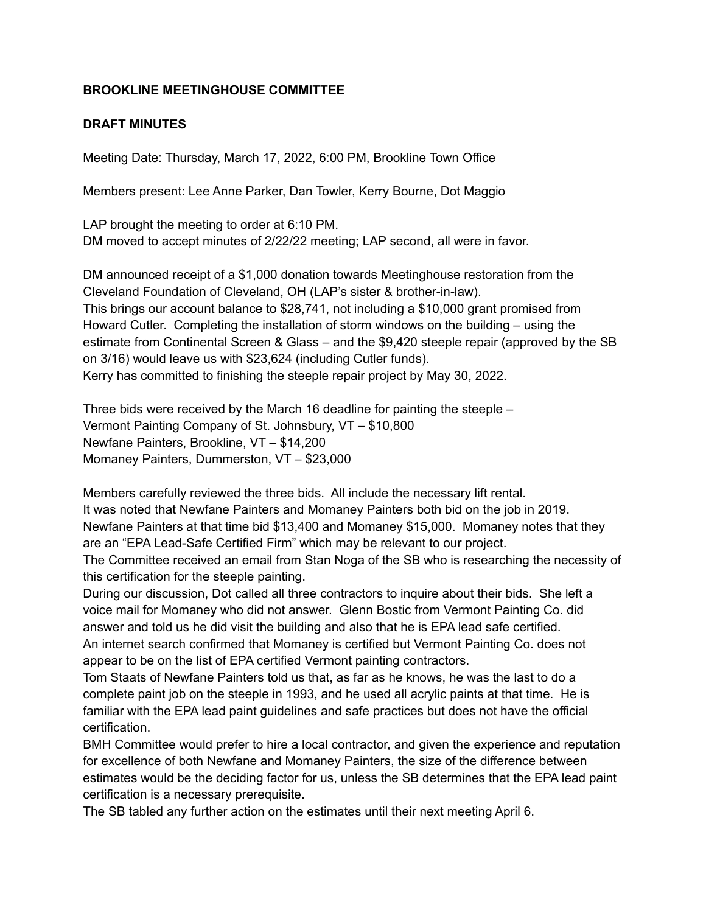**BROOKLINE MEETINGHOUSE COMMITTEE**

**DRAFT MINUTES**

Meeting Date: Thursday, March 17, 2022, 6:00 PM, Brookline Town Office

Members present: Lee Anne Parker, Dan Towler, Kerry Bourne, Dot Maggio

LAP brought the meeting to order at 6:10 PM.
DM moved to accept minutes of 2/22/22 meeting; LAP second, all were in favor.

DM announced receipt of a $1,000 donation towards Meetinghouse restoration from the Cleveland Foundation of Cleveland, OH (LAP's sister & brother-in-law).
This brings our account balance to $28,741, not including a $10,000 grant promised from Howard Cutler. Completing the installation of storm windows on the building – using the estimate from Continental Screen & Glass – and the $9,420 steeple repair (approved by the SB on 3/16) would leave us with $23,624 (including Cutler funds).
Kerry has committed to finishing the steeple repair project by May 30, 2022.

Three bids were received by the March 16 deadline for painting the steeple –
Vermont Painting Company of St. Johnsbury, VT – $10,800
Newfane Painters, Brookline, VT – $14,200
Momaney Painters, Dummerston, VT – $23,000

Members carefully reviewed the three bids. All include the necessary lift rental.
It was noted that Newfane Painters and Momaney Painters both bid on the job in 2019. Newfane Painters at that time bid $13,400 and Momaney $15,000. Momaney notes that they are an "EPA Lead-Safe Certified Firm" which may be relevant to our project.
The Committee received an email from Stan Noga of the SB who is researching the necessity of this certification for the steeple painting.
During our discussion, Dot called all three contractors to inquire about their bids. She left a voice mail for Momaney who did not answer. Glenn Bostic from Vermont Painting Co. did answer and told us he did visit the building and also that he is EPA lead safe certified.
An internet search confirmed that Momaney is certified but Vermont Painting Co. does not appear to be on the list of EPA certified Vermont painting contractors.
Tom Staats of Newfane Painters told us that, as far as he knows, he was the last to do a complete paint job on the steeple in 1993, and he used all acrylic paints at that time. He is familiar with the EPA lead paint guidelines and safe practices but does not have the official certification.
BMH Committee would prefer to hire a local contractor, and given the experience and reputation for excellence of both Newfane and Momaney Painters, the size of the difference between estimates would be the deciding factor for us, unless the SB determines that the EPA lead paint certification is a necessary prerequisite.
The SB tabled any further action on the estimates until their next meeting April 6.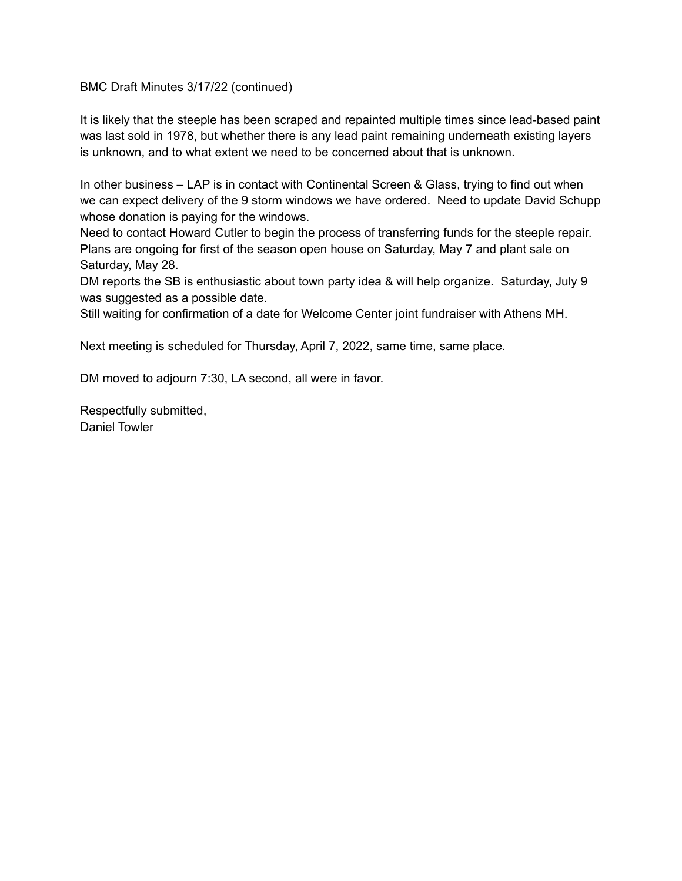BMC Draft Minutes 3/17/22 (continued)

It is likely that the steeple has been scraped and repainted multiple times since lead-based paint was last sold in 1978, but whether there is any lead paint remaining underneath existing layers is unknown, and to what extent we need to be concerned about that is unknown.

In other business – LAP is in contact with Continental Screen & Glass, trying to find out when we can expect delivery of the 9 storm windows we have ordered. Need to update David Schupp whose donation is paying for the windows.
Need to contact Howard Cutler to begin the process of transferring funds for the steeple repair.
Plans are ongoing for first of the season open house on Saturday, May 7 and plant sale on Saturday, May 28.
DM reports the SB is enthusiastic about town party idea & will help organize. Saturday, July 9 was suggested as a possible date.
Still waiting for confirmation of a date for Welcome Center joint fundraiser with Athens MH.

Next meeting is scheduled for Thursday, April 7, 2022, same time, same place.

DM moved to adjourn 7:30, LA second, all were in favor.

Respectfully submitted,
Daniel Towler